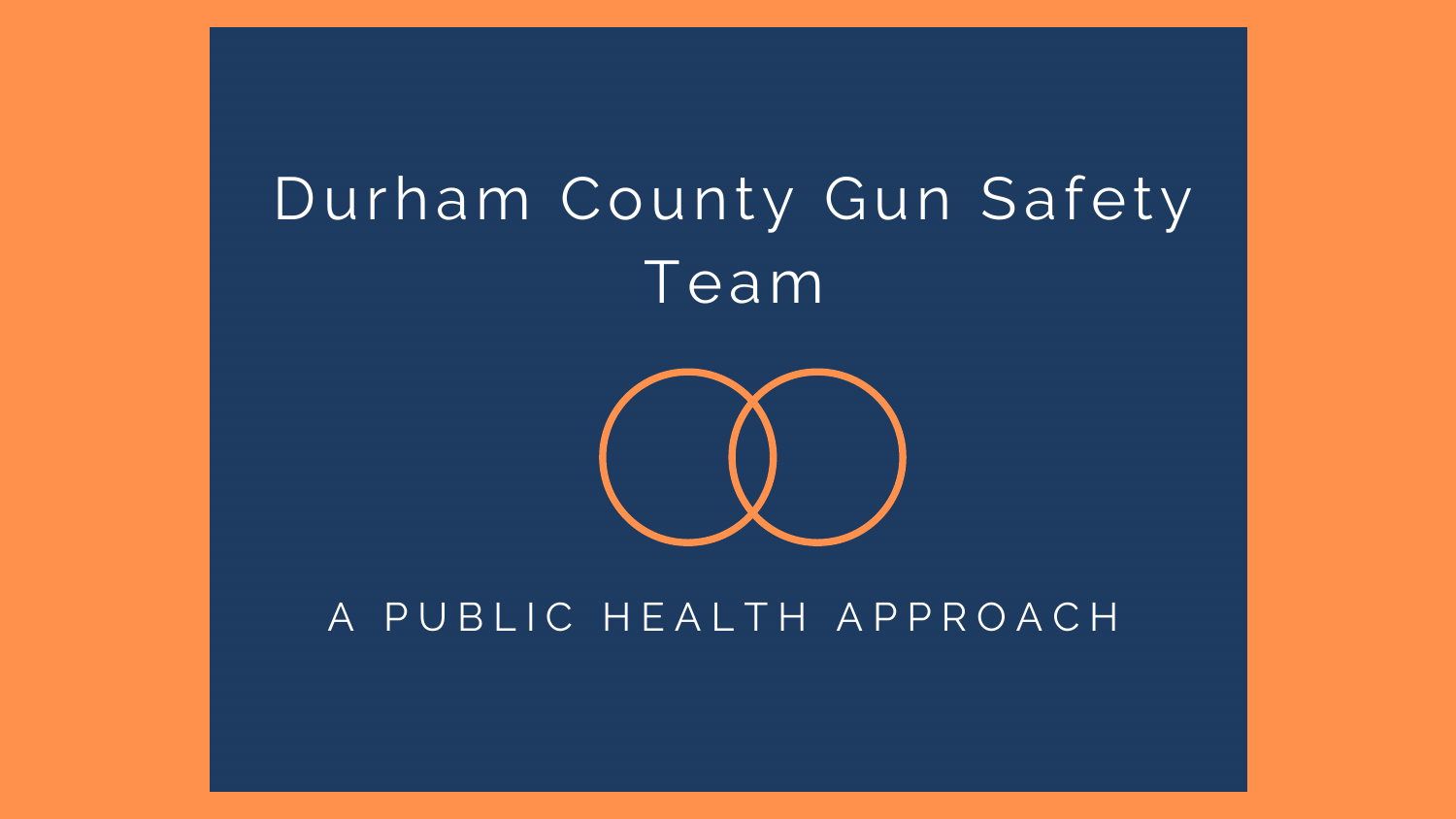# Durham County Gun Safety Team

A PUBLIC HEALTH APPROACH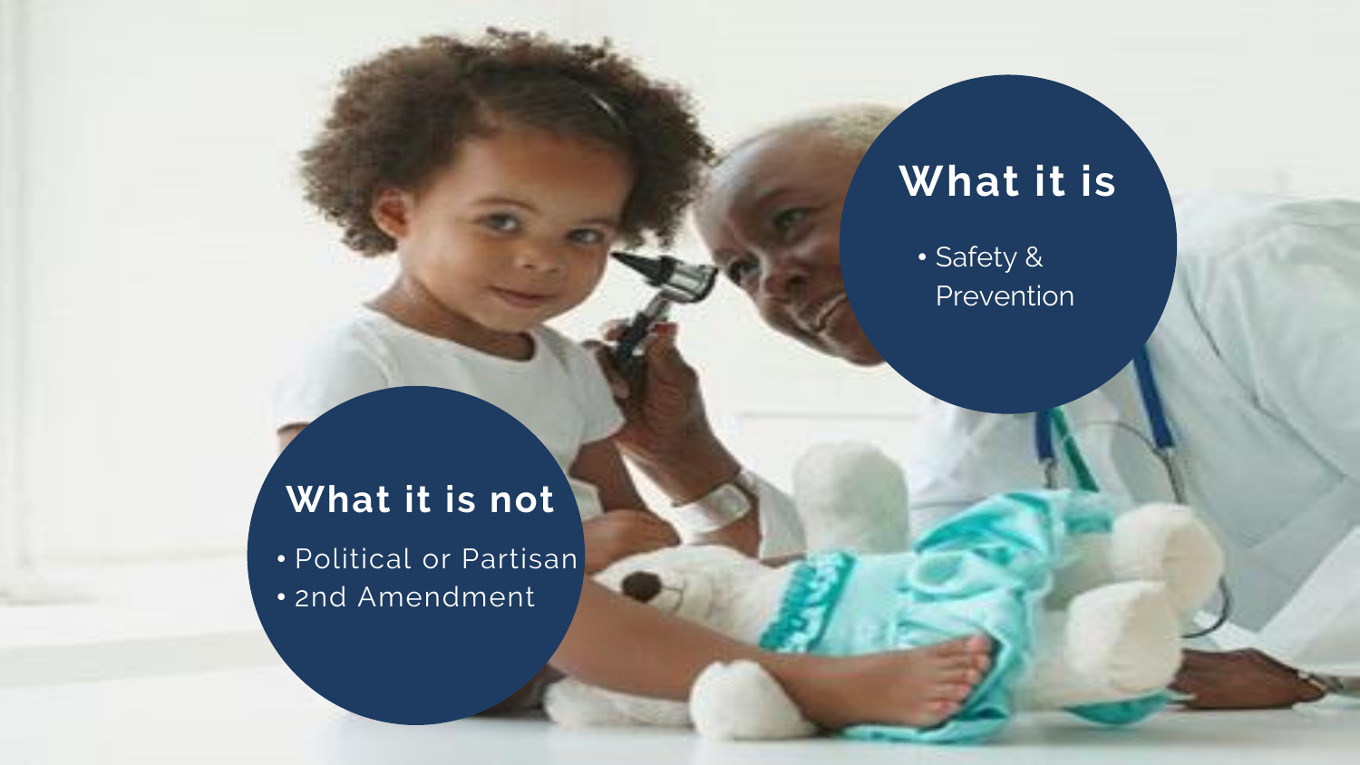## What it is

- Safety & Prevention

## What it is not

- Political or Partisan
- 2nd Amendment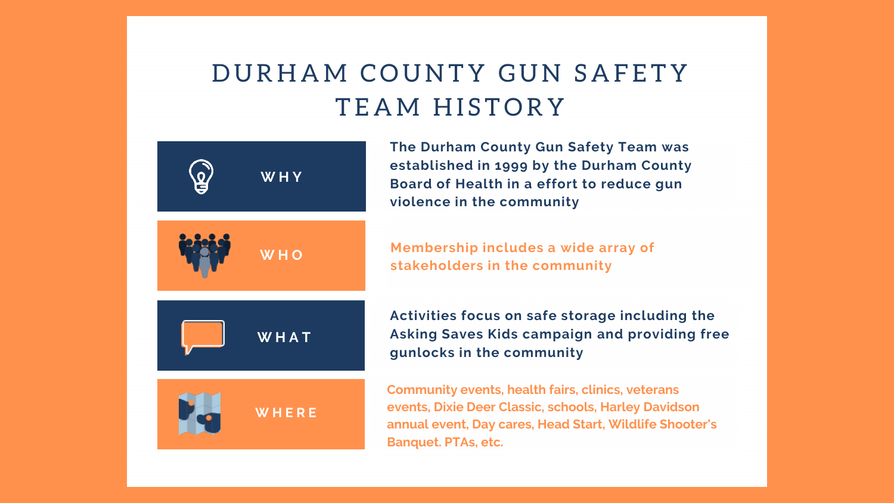# DURHAM COUNTY GUN SAFETY TEAM HISTORY

**WHY**

The Durham County Gun Safety Team was established in 1999 by the Durham County Board of Health in a effort to reduce gun violence in the community

**WHO**

Membership includes a wide array of stakeholders in the community

**WHAT**

Activities focus on safe storage including the Asking Saves Kids campaign and providing free gunlocks in the community

**WHERE**

Community events, health fairs, clinics, veterans events, Dixie Deer Classic, schools, Harley Davidson annual event, Day cares, Head Start, Wildlife Shooter's Banquet. PTAs, etc.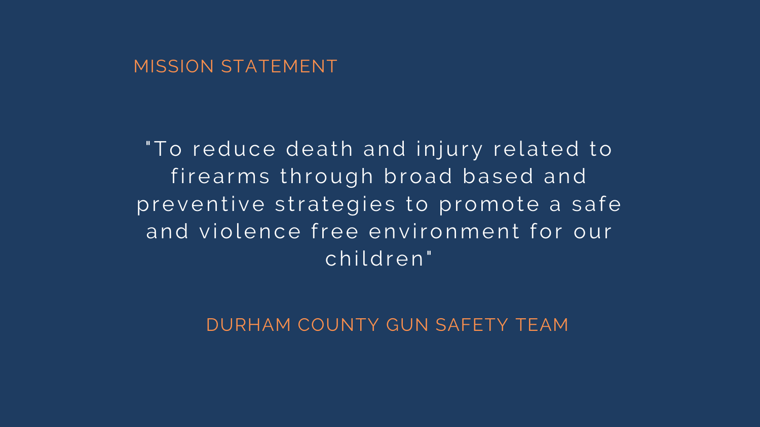## MISSION STATEMENT

"To reduce death and injury related to firearms through broad based and preventive strategies to promote a safe and violence free environment for our children"

DURHAM COUNTY GUN SAFETY TEAM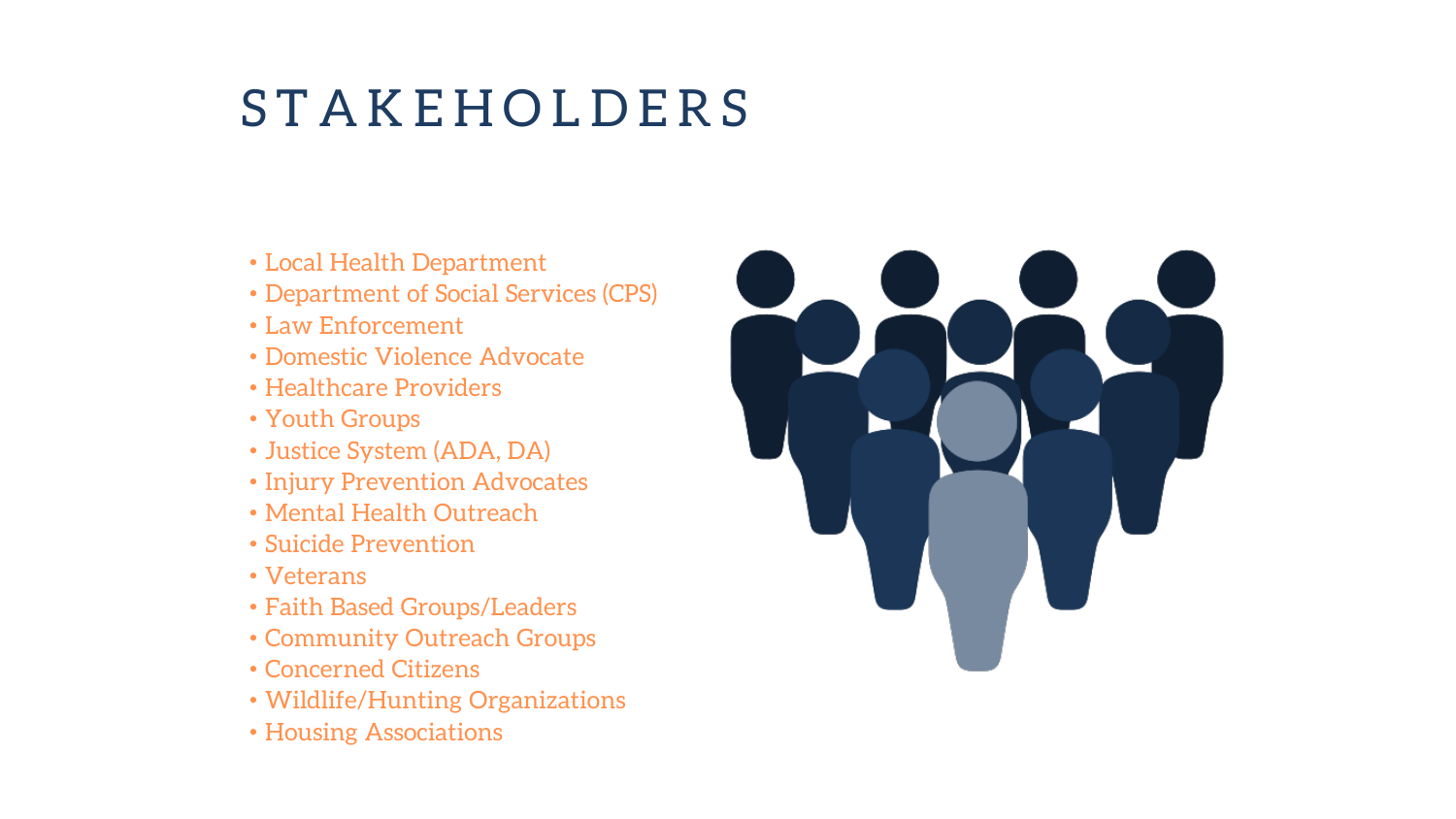# STAKEHOLDERS

- Local Health Department
- Department of Social Services (CPS)
- Law Enforcement
- Domestic Violence Advocate
- Healthcare Providers
- Youth Groups
- Justice System (ADA, DA)
- Injury Prevention Advocates
- Mental Health Outreach
- Suicide Prevention
- Veterans
- Faith Based Groups/Leaders
- Community Outreach Groups
- Concerned Citizens
- Wildlife/Hunting Organizations
- Housing Associations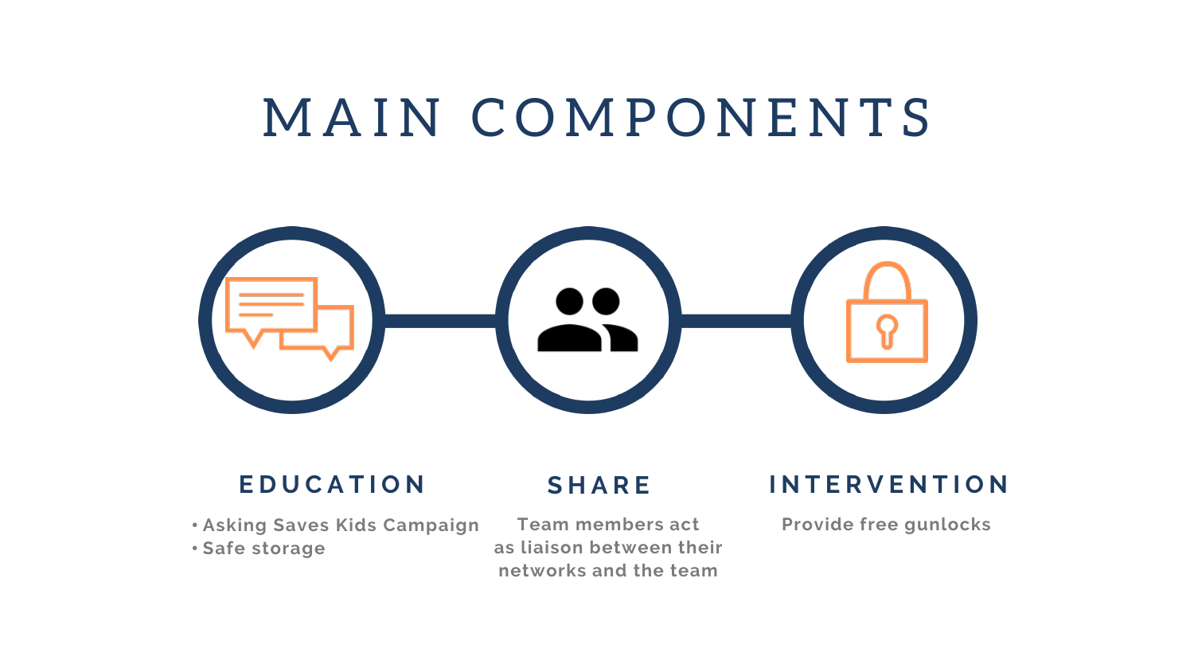# MAIN COMPONENTS

## EDUCATION

- Asking Saves Kids Campaign
- Safe storage

## SHARE

Team members act as liaison between their networks and the team

## INTERVENTION

Provide free gunlocks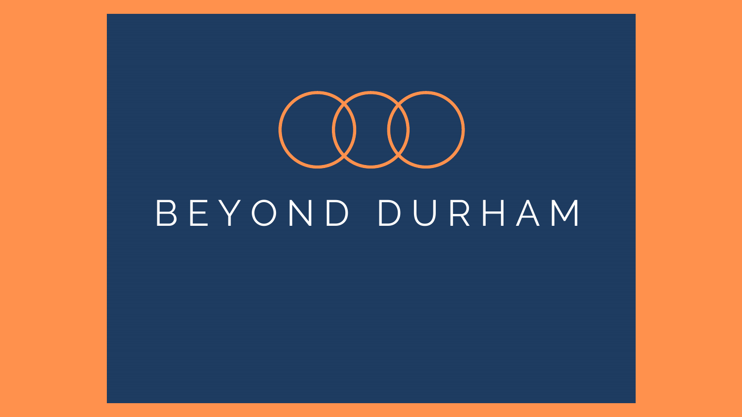# BEYOND DURHAM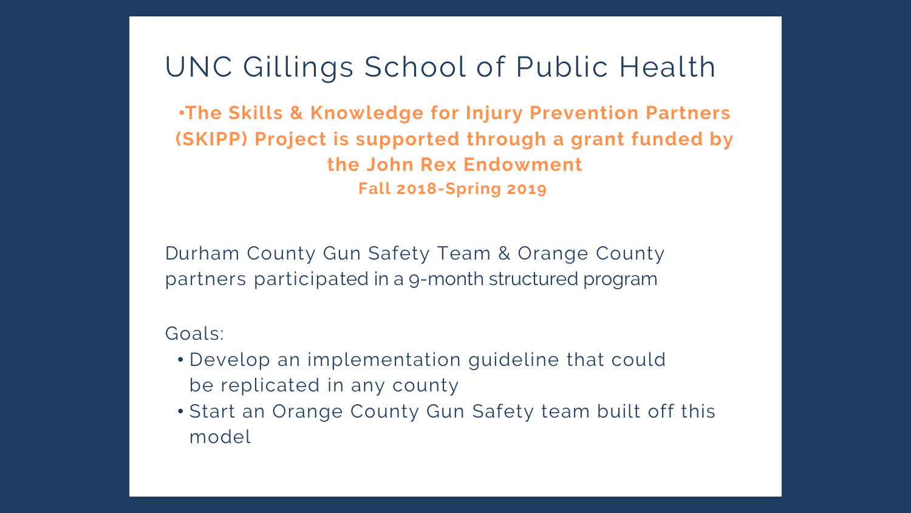# UNC Gillings School of Public Health

**•The Skills & Knowledge for Injury Prevention Partners (SKIPP) Project is supported through a grant funded by the John Rex Endowment**

**Fall 2018-Spring 2019**

Durham County Gun Safety Team & Orange County partners participated in a 9-month structured program

Goals:

- Develop an implementation guideline that could be replicated in any county
- Start an Orange County Gun Safety team built off this model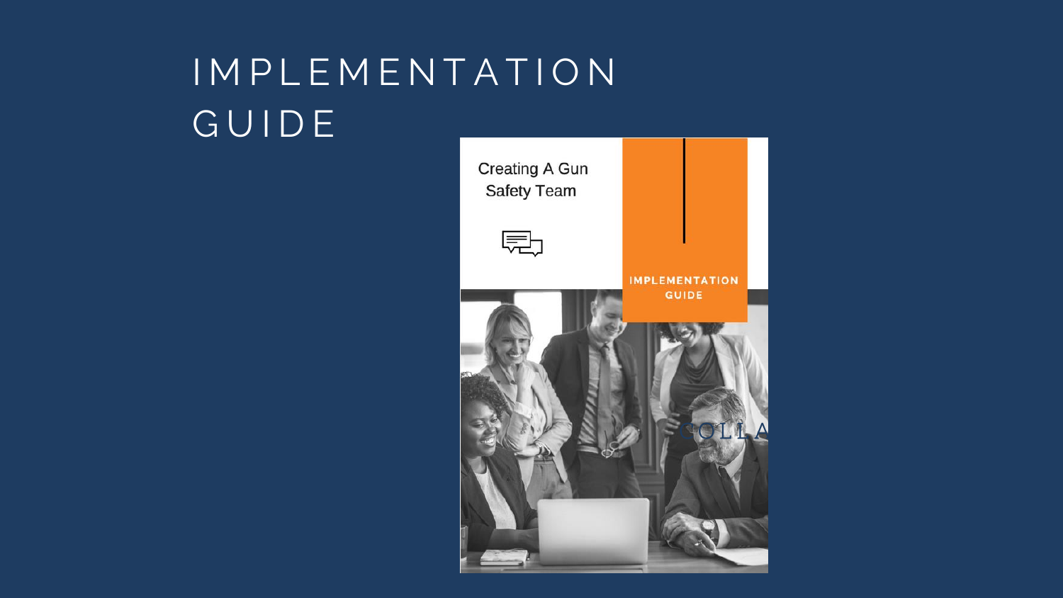# IMPLEMENTATION GUIDE

Creating A Gun Safety Team

IMPLEMENTATION GUIDE

COLLA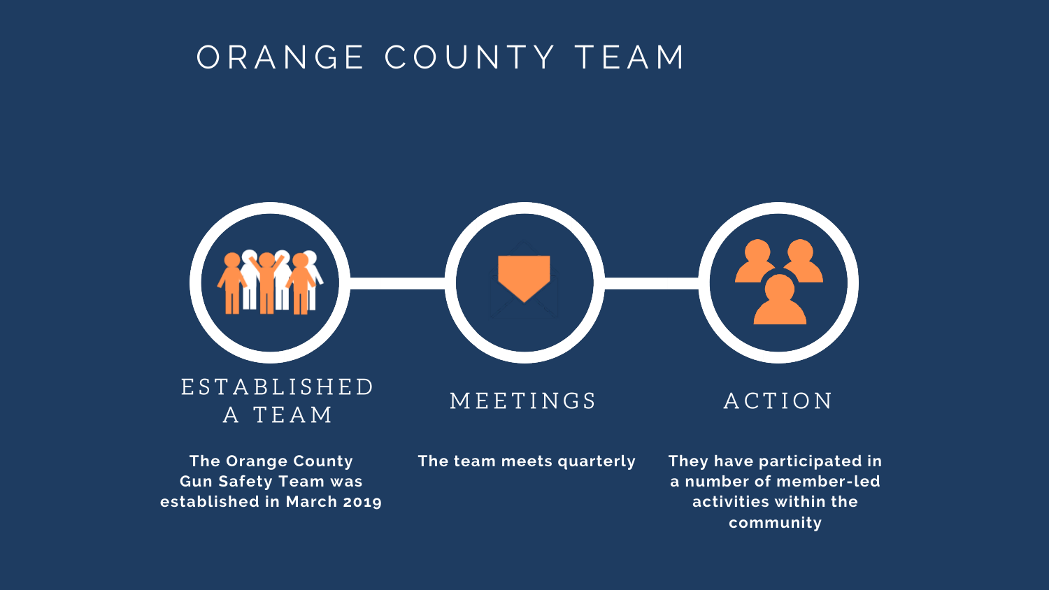# ORANGE COUNTY TEAM

### ESTABLISHED A TEAM

**The Orange County Gun Safety Team was established in March 2019**

### MEETINGS

**The team meets quarterly**

### ACTION

**They have participated in a number of member-led activities within the community**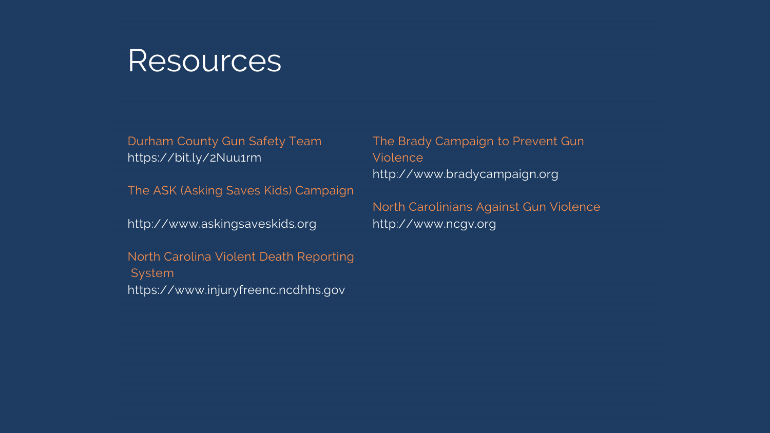# Resources

Durham County Gun Safety Team
https://bit.ly/2Nuu1rm

The ASK (Asking Saves Kids) Campaign

http://www.askingsaveskids.org

North Carolina Violent Death Reporting System
https://www.injuryfreenc.ncdhhs.gov

The Brady Campaign to Prevent Gun Violence
http://www.bradycampaign.org

North Carolinians Against Gun Violence
http://www.ncgv.org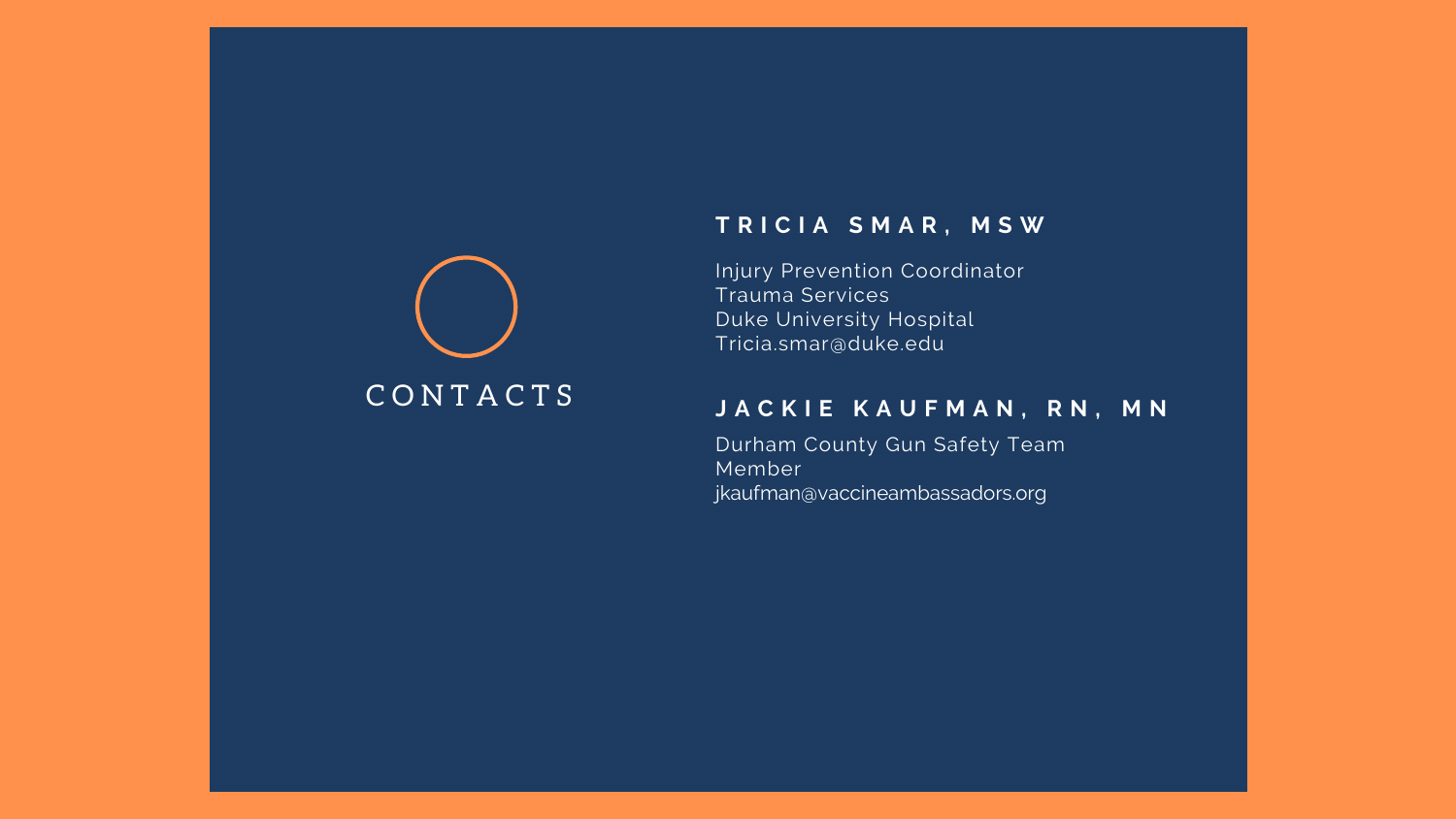# CONTACTS

## TRICIA SMAR, MSW

Injury Prevention Coordinator
Trauma Services
Duke University Hospital
Tricia.smar@duke.edu

## JACKIE KAUFMAN, RN, MN

Durham County Gun Safety Team Member
jkaufman@vaccineambassadors.org